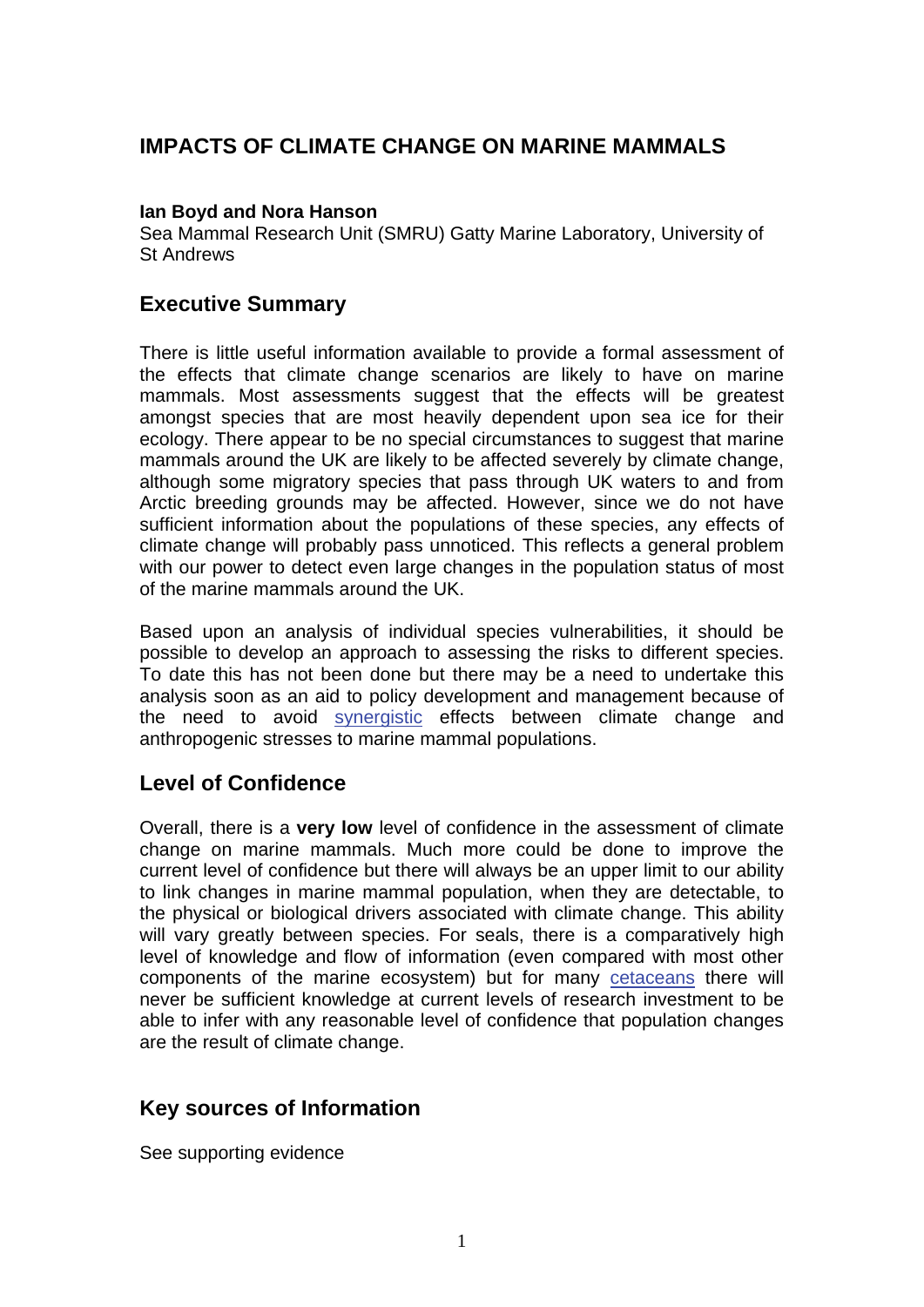# IMPACTS OF CLIMATE CHANGE ON MARINE MAMMALS

**Ian Boyd and Nora Hanson**

Sea Mammal Research Unit (SMRU) Gatty Marine Laboratory, University of St Andrews

## Executive Summary

There is little useful information available to provide a formal assessment of the effects that climate change scenarios are likely to have on marine mammals. Most assessments suggest that the effects will be greatest amongst species that are most heavily dependent upon sea ice for their ecology. There appear to be no special circumstances to suggest that marine mammals around the UK are likely to be affected severely by climate change, although some migratory species that pass through UK waters to and from Arctic breeding grounds may be affected. However, since we do not have sufficient information about the populations of these species, any effects of climate change will probably pass unnoticed. This reflects a general problem with our power to detect even large changes in the population status of most of the marine mammals around the UK.

Based upon an analysis of individual species vulnerabilities, it should be possible to develop an approach to assessing the risks to different species. To date this has not been done but there may be a need to undertake this analysis soon as an aid to policy development and management because of the need to avoid synergistic effects between climate change and anthropogenic stresses to marine mammal populations.

## Level of Confidence

Overall, there is a **very low** level of confidence in the assessment of climate change on marine mammals. Much more could be done to improve the current level of confidence but there will always be an upper limit to our ability to link changes in marine mammal population, when they are detectable, to the physical or biological drivers associated with climate change. This ability will vary greatly between species. For seals, there is a comparatively high level of knowledge and flow of information (even compared with most other components of the marine ecosystem) but for many cetaceans there will never be sufficient knowledge at current levels of research investment to be able to infer with any reasonable level of confidence that population changes are the result of climate change.

## Key sources of Information

See supporting evidence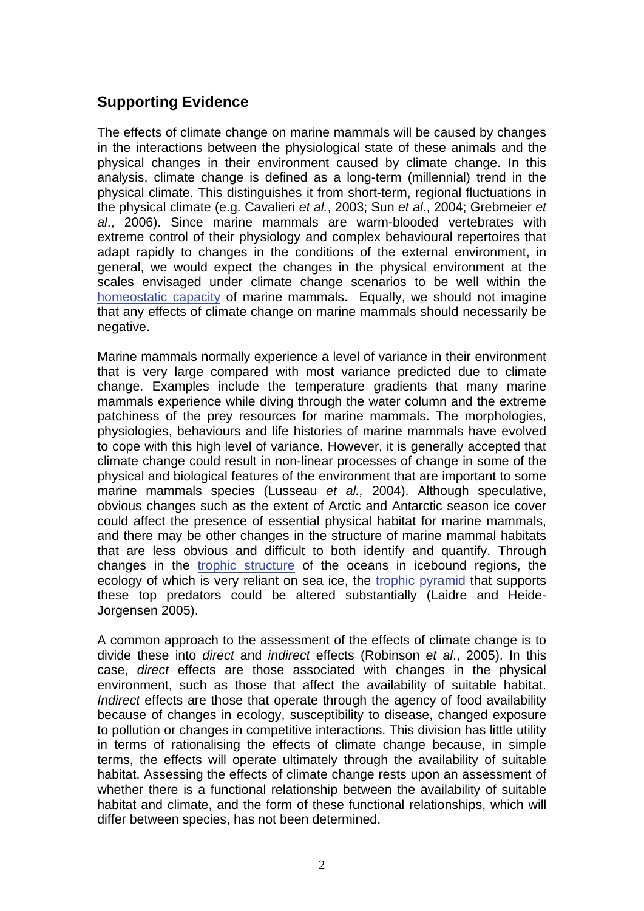## Supporting Evidence

The effects of climate change on marine mammals will be caused by changes in the interactions between the physiological state of these animals and the physical changes in their environment caused by climate change. In this analysis, climate change is defined as a long-term (millennial) trend in the physical climate. This distinguishes it from short-term, regional fluctuations in the physical climate (e.g. Cavalieri *et al.*, 2003; Sun *et al*., 2004; Grebmeier *et al*., 2006). Since marine mammals are warm-blooded vertebrates with extreme control of their physiology and complex behavioural repertoires that adapt rapidly to changes in the conditions of the external environment, in general, we would expect the changes in the physical environment at the scales envisaged under climate change scenarios to be well within the homeostatic capacity of marine mammals. Equally, we should not imagine that any effects of climate change on marine mammals should necessarily be negative.

Marine mammals normally experience a level of variance in their environment that is very large compared with most variance predicted due to climate change. Examples include the temperature gradients that many marine mammals experience while diving through the water column and the extreme patchiness of the prey resources for marine mammals. The morphologies, physiologies, behaviours and life histories of marine mammals have evolved to cope with this high level of variance. However, it is generally accepted that climate change could result in non-linear processes of change in some of the physical and biological features of the environment that are important to some marine mammals species (Lusseau *et al.,* 2004). Although speculative, obvious changes such as the extent of Arctic and Antarctic season ice cover could affect the presence of essential physical habitat for marine mammals, and there may be other changes in the structure of marine mammal habitats that are less obvious and difficult to both identify and quantify. Through changes in the trophic structure of the oceans in icebound regions, the ecology of which is very reliant on sea ice, the trophic pyramid that supports these top predators could be altered substantially (Laidre and Heide-Jorgensen 2005).

A common approach to the assessment of the effects of climate change is to divide these into *direct* and *indirect* effects (Robinson *et al*., 2005). In this case, *direct* effects are those associated with changes in the physical environment, such as those that affect the availability of suitable habitat. *Indirect* effects are those that operate through the agency of food availability because of changes in ecology, susceptibility to disease, changed exposure to pollution or changes in competitive interactions. This division has little utility in terms of rationalising the effects of climate change because, in simple terms, the effects will operate ultimately through the availability of suitable habitat. Assessing the effects of climate change rests upon an assessment of whether there is a functional relationship between the availability of suitable habitat and climate, and the form of these functional relationships, which will differ between species, has not been determined.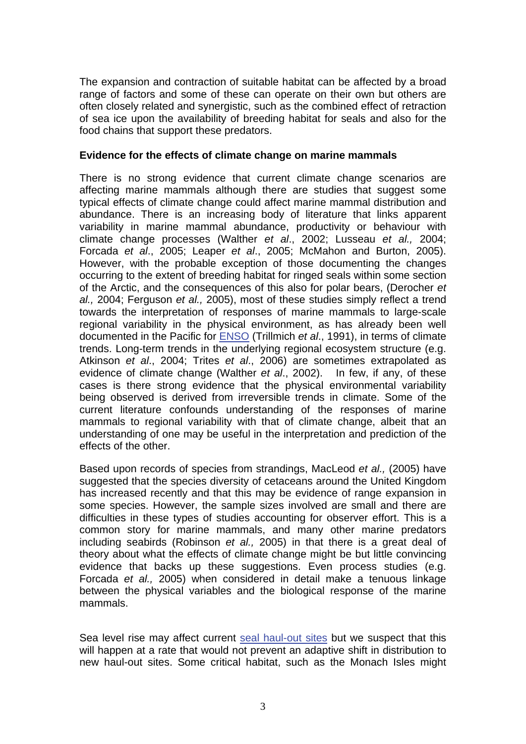The expansion and contraction of suitable habitat can be affected by a broad range of factors and some of these can operate on their own but others are often closely related and synergistic, such as the combined effect of retraction of sea ice upon the availability of breeding habitat for seals and also for the food chains that support these predators.

**Evidence for the effects of climate change on marine mammals**

There is no strong evidence that current climate change scenarios are affecting marine mammals although there are studies that suggest some typical effects of climate change could affect marine mammal distribution and abundance. There is an increasing body of literature that links apparent variability in marine mammal abundance, productivity or behaviour with climate change processes (Walther *et al*., 2002; Lusseau *et al.,* 2004; Forcada *et al*., 2005; Leaper *et al*., 2005; McMahon and Burton, 2005). However, with the probable exception of those documenting the changes occurring to the extent of breeding habitat for ringed seals within some section of the Arctic, and the consequences of this also for polar bears, (Derocher *et al.,* 2004; Ferguson *et al.,* 2005), most of these studies simply reflect a trend towards the interpretation of responses of marine mammals to large-scale regional variability in the physical environment, as has already been well documented in the Pacific for ENSO (Trillmich *et al*., 1991), in terms of climate trends. Long-term trends in the underlying regional ecosystem structure (e.g. Atkinson *et al*., 2004; Trites *et al*., 2006) are sometimes extrapolated as evidence of climate change (Walther *et al*., 2002). In few, if any, of these cases is there strong evidence that the physical environmental variability being observed is derived from irreversible trends in climate. Some of the current literature confounds understanding of the responses of marine mammals to regional variability with that of climate change, albeit that an understanding of one may be useful in the interpretation and prediction of the effects of the other.

Based upon records of species from strandings, MacLeod *et al.,* (2005) have suggested that the species diversity of cetaceans around the United Kingdom has increased recently and that this may be evidence of range expansion in some species. However, the sample sizes involved are small and there are difficulties in these types of studies accounting for observer effort. This is a common story for marine mammals, and many other marine predators including seabirds (Robinson *et al.,* 2005) in that there is a great deal of theory about what the effects of climate change might be but little convincing evidence that backs up these suggestions. Even process studies (e.g. Forcada *et al.,* 2005) when considered in detail make a tenuous linkage between the physical variables and the biological response of the marine mammals.

Sea level rise may affect current seal haul-out sites but we suspect that this will happen at a rate that would not prevent an adaptive shift in distribution to new haul-out sites. Some critical habitat, such as the Monach Isles might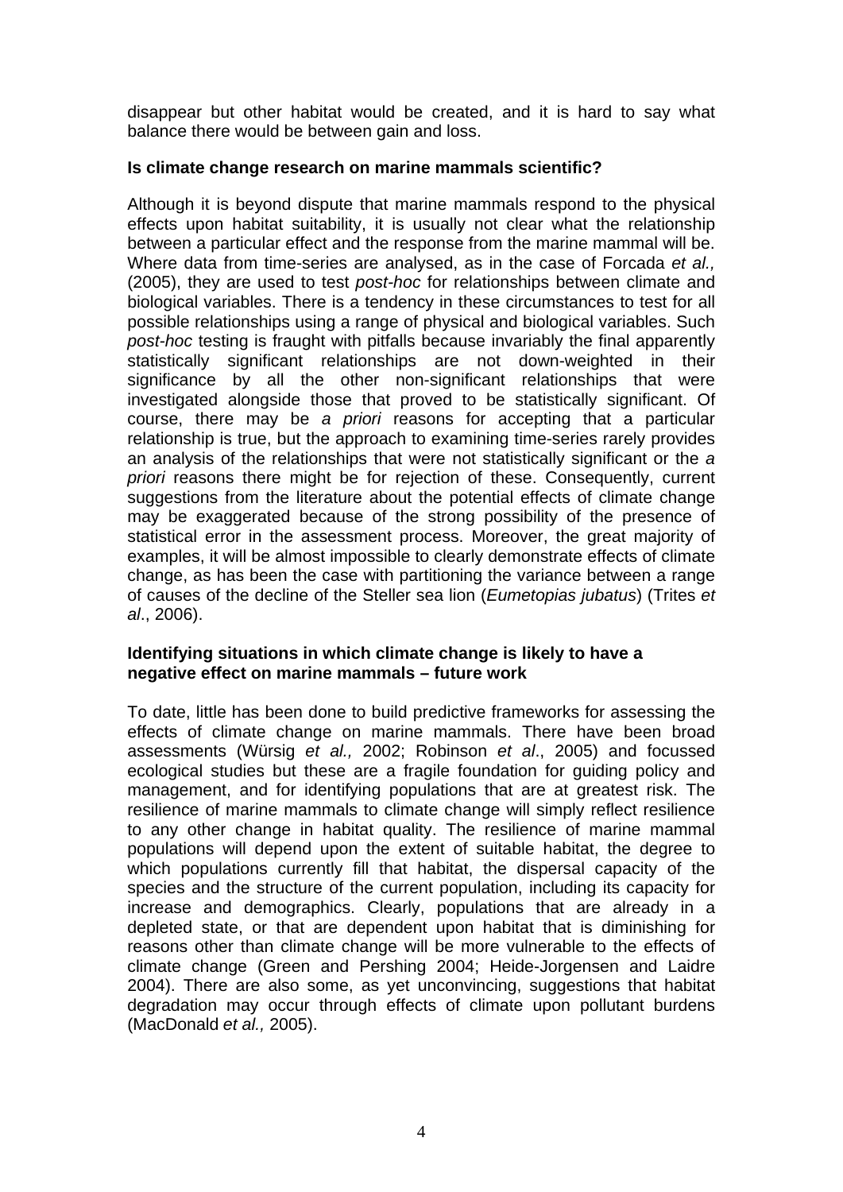disappear but other habitat would be created, and it is hard to say what balance there would be between gain and loss.

**Is climate change research on marine mammals scientific?**

Although it is beyond dispute that marine mammals respond to the physical effects upon habitat suitability, it is usually not clear what the relationship between a particular effect and the response from the marine mammal will be. Where data from time-series are analysed, as in the case of Forcada *et al.,* (2005), they are used to test *post-hoc* for relationships between climate and biological variables. There is a tendency in these circumstances to test for all possible relationships using a range of physical and biological variables. Such *post-hoc* testing is fraught with pitfalls because invariably the final apparently statistically significant relationships are not down-weighted in their significance by all the other non-significant relationships that were investigated alongside those that proved to be statistically significant. Of course, there may be *a priori* reasons for accepting that a particular relationship is true, but the approach to examining time-series rarely provides an analysis of the relationships that were not statistically significant or the *a priori* reasons there might be for rejection of these. Consequently, current suggestions from the literature about the potential effects of climate change may be exaggerated because of the strong possibility of the presence of statistical error in the assessment process. Moreover, the great majority of examples, it will be almost impossible to clearly demonstrate effects of climate change, as has been the case with partitioning the variance between a range of causes of the decline of the Steller sea lion (*Eumetopias jubatus*) (Trites *et al*., 2006).

**Identifying situations in which climate change is likely to have a negative effect on marine mammals – future work**

To date, little has been done to build predictive frameworks for assessing the effects of climate change on marine mammals. There have been broad assessments (Würsig *et al.,* 2002; Robinson *et al*., 2005) and focussed ecological studies but these are a fragile foundation for guiding policy and management, and for identifying populations that are at greatest risk. The resilience of marine mammals to climate change will simply reflect resilience to any other change in habitat quality. The resilience of marine mammal populations will depend upon the extent of suitable habitat, the degree to which populations currently fill that habitat, the dispersal capacity of the species and the structure of the current population, including its capacity for increase and demographics. Clearly, populations that are already in a depleted state, or that are dependent upon habitat that is diminishing for reasons other than climate change will be more vulnerable to the effects of climate change (Green and Pershing 2004; Heide-Jorgensen and Laidre 2004). There are also some, as yet unconvincing, suggestions that habitat degradation may occur through effects of climate upon pollutant burdens (MacDonald *et al.,* 2005).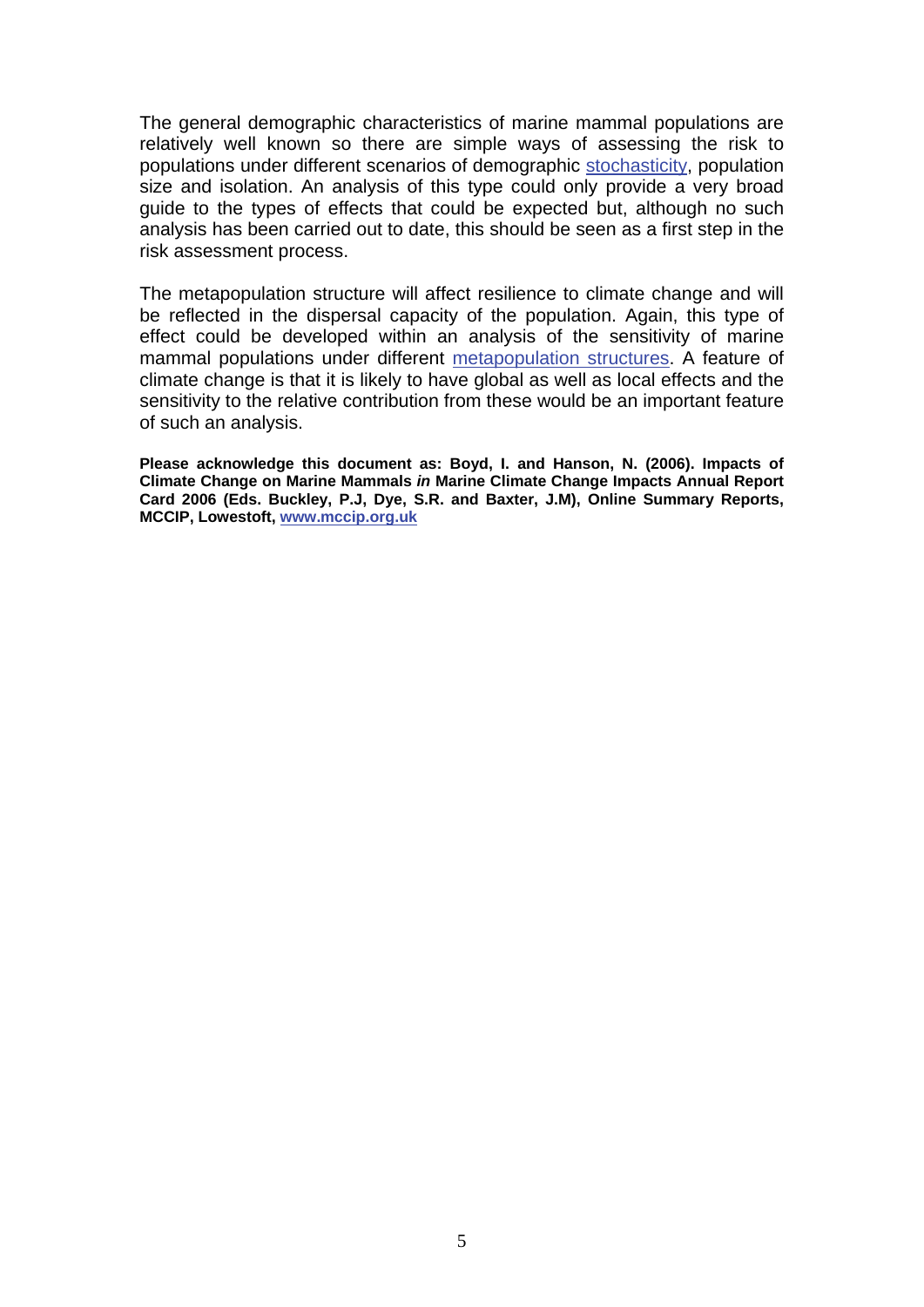The general demographic characteristics of marine mammal populations are relatively well known so there are simple ways of assessing the risk to populations under different scenarios of demographic stochasticity, population size and isolation. An analysis of this type could only provide a very broad guide to the types of effects that could be expected but, although no such analysis has been carried out to date, this should be seen as a first step in the risk assessment process.

The metapopulation structure will affect resilience to climate change and will be reflected in the dispersal capacity of the population. Again, this type of effect could be developed within an analysis of the sensitivity of marine mammal populations under different metapopulation structures. A feature of climate change is that it is likely to have global as well as local effects and the sensitivity to the relative contribution from these would be an important feature of such an analysis.

**Please acknowledge this document as: Boyd, I. and Hanson, N. (2006). Impacts of Climate Change on Marine Mammals *in* Marine Climate Change Impacts Annual Report Card 2006 (Eds. Buckley, P.J, Dye, S.R. and Baxter, J.M), Online Summary Reports, MCCIP, Lowestoft, www.mccip.org.uk**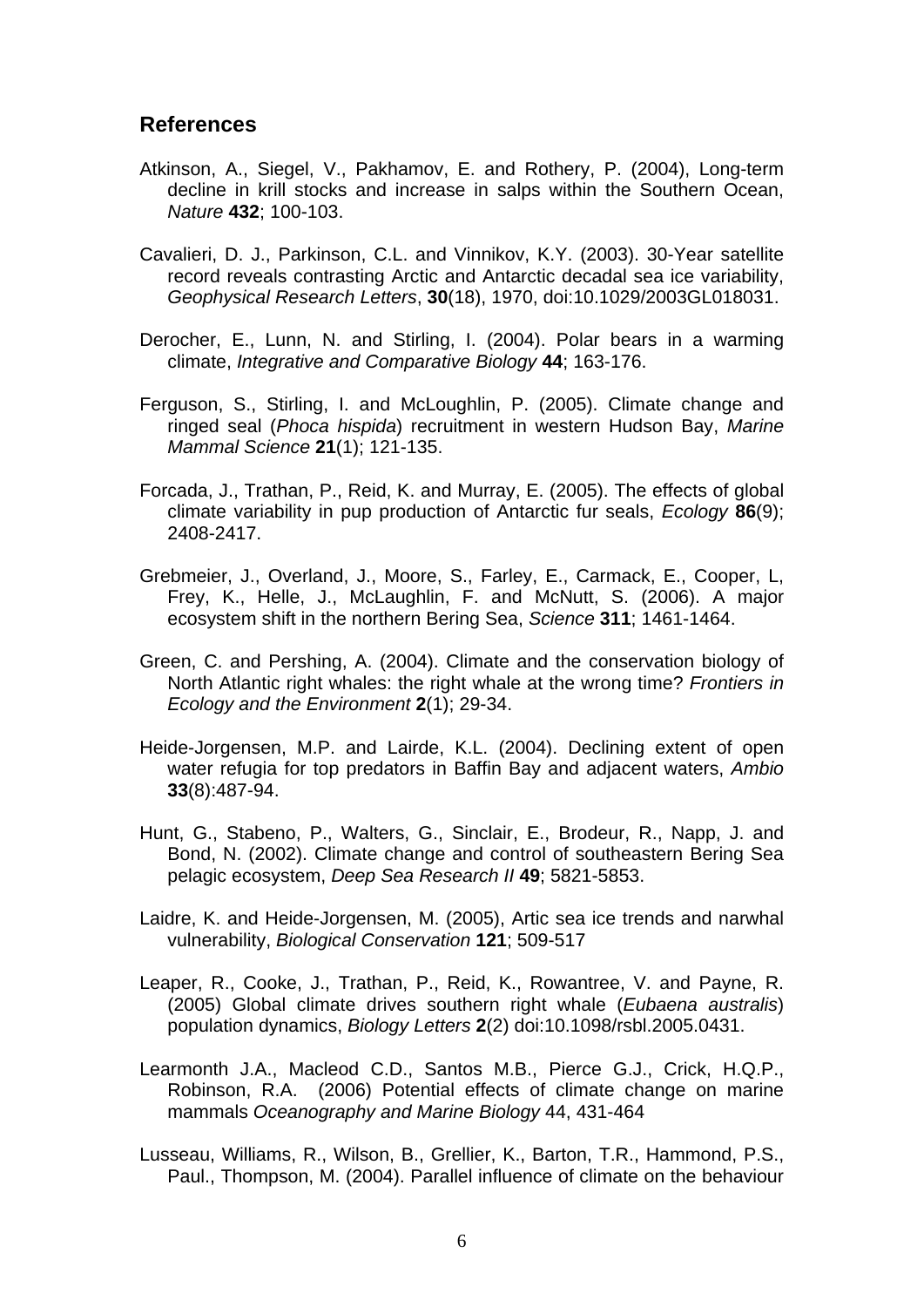## References

Atkinson, A., Siegel, V., Pakhamov, E. and Rothery, P. (2004), Long-term decline in krill stocks and increase in salps within the Southern Ocean, *Nature* **432**; 100-103.

Cavalieri, D. J., Parkinson, C.L. and Vinnikov, K.Y. (2003). 30-Year satellite record reveals contrasting Arctic and Antarctic decadal sea ice variability, *Geophysical Research Letters*, **30**(18), 1970, doi:10.1029/2003GL018031.

Derocher, E., Lunn, N. and Stirling, I. (2004). Polar bears in a warming climate, *Integrative and Comparative Biology* **44**; 163-176.

Ferguson, S., Stirling, I. and McLoughlin, P. (2005). Climate change and ringed seal (*Phoca hispida*) recruitment in western Hudson Bay, *Marine Mammal Science* **21**(1); 121-135.

Forcada, J., Trathan, P., Reid, K. and Murray, E. (2005). The effects of global climate variability in pup production of Antarctic fur seals, *Ecology* **86**(9); 2408-2417.

Grebmeier, J., Overland, J., Moore, S., Farley, E., Carmack, E., Cooper, L, Frey, K., Helle, J., McLaughlin, F. and McNutt, S. (2006). A major ecosystem shift in the northern Bering Sea, *Science* **311**; 1461-1464.

Green, C. and Pershing, A. (2004). Climate and the conservation biology of North Atlantic right whales: the right whale at the wrong time? *Frontiers in Ecology and the Environment* **2**(1); 29-34.

Heide-Jorgensen, M.P. and Lairde, K.L. (2004). Declining extent of open water refugia for top predators in Baffin Bay and adjacent waters, *Ambio* **33**(8):487-94.

Hunt, G., Stabeno, P., Walters, G., Sinclair, E., Brodeur, R., Napp, J. and Bond, N. (2002). Climate change and control of southeastern Bering Sea pelagic ecosystem, *Deep Sea Research II* **49**; 5821-5853.

Laidre, K. and Heide-Jorgensen, M. (2005), Artic sea ice trends and narwhal vulnerability, *Biological Conservation* **121**; 509-517

Leaper, R., Cooke, J., Trathan, P., Reid, K., Rowantree, V. and Payne, R. (2005) Global climate drives southern right whale (*Eubaena australis*) population dynamics, *Biology Letters* **2**(2) doi:10.1098/rsbl.2005.0431.

Learmonth J.A., Macleod C.D., Santos M.B., Pierce G.J., Crick, H.Q.P., Robinson, R.A. (2006) Potential effects of climate change on marine mammals *Oceanography and Marine Biology* 44, 431-464

Lusseau, Williams, R., Wilson, B., Grellier, K., Barton, T.R., Hammond, P.S., Paul., Thompson, M. (2004). Parallel influence of climate on the behaviour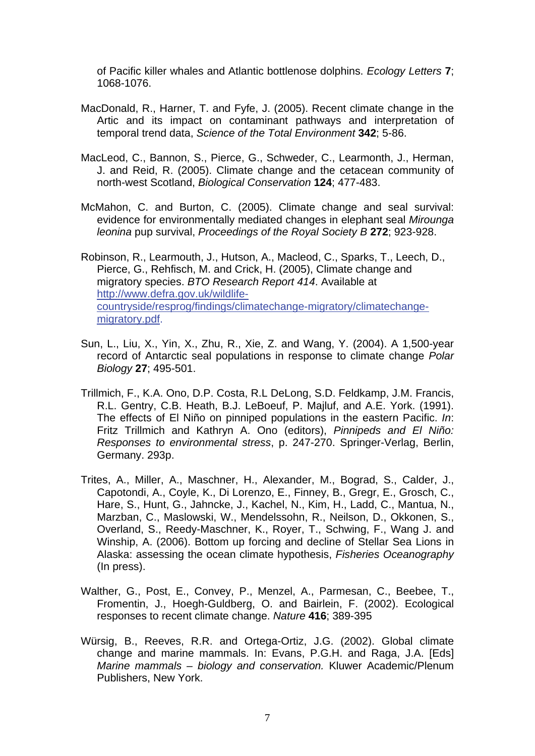of Pacific killer whales and Atlantic bottlenose dolphins. *Ecology Letters* **7**; 1068-1076.

MacDonald, R., Harner, T. and Fyfe, J. (2005). Recent climate change in the Artic and its impact on contaminant pathways and interpretation of temporal trend data, *Science of the Total Environment* **342**; 5-86.

MacLeod, C., Bannon, S., Pierce, G., Schweder, C., Learmonth, J., Herman, J. and Reid, R. (2005). Climate change and the cetacean community of north-west Scotland, *Biological Conservation* **124**; 477-483.

McMahon, C. and Burton, C. (2005). Climate change and seal survival: evidence for environmentally mediated changes in elephant seal *Mirounga leonina* pup survival, *Proceedings of the Royal Society B* **272**; 923-928.

Robinson, R., Learmouth, J., Hutson, A., Macleod, C., Sparks, T., Leech, D., Pierce, G., Rehfisch, M. and Crick, H. (2005), Climate change and migratory species. *BTO Research Report 414*. Available at http://www.defra.gov.uk/wildlife-countryside/resprog/findings/climatechange-migratory/climatechange-migratory.pdf.

Sun, L., Liu, X., Yin, X., Zhu, R., Xie, Z. and Wang, Y. (2004). A 1,500-year record of Antarctic seal populations in response to climate change *Polar Biology* **27**; 495-501.

Trillmich, F., K.A. Ono, D.P. Costa, R.L DeLong, S.D. Feldkamp, J.M. Francis, R.L. Gentry, C.B. Heath, B.J. LeBoeuf, P. Majluf, and A.E. York. (1991). The effects of El Niño on pinniped populations in the eastern Pacific. *In*: Fritz Trillmich and Kathryn A. Ono (editors), *Pinnipeds and El Niño: Responses to environmental stress*, p. 247-270. Springer-Verlag, Berlin, Germany. 293p.

Trites, A., Miller, A., Maschner, H., Alexander, M., Bograd, S., Calder, J., Capotondi, A., Coyle, K., Di Lorenzo, E., Finney, B., Gregr, E., Grosch, C., Hare, S., Hunt, G., Jahncke, J., Kachel, N., Kim, H., Ladd, C., Mantua, N., Marzban, C., Maslowski, W., Mendelssohn, R., Neilson, D., Okkonen, S., Overland, S., Reedy-Maschner, K., Royer, T., Schwing, F., Wang J. and Winship, A. (2006). Bottom up forcing and decline of Stellar Sea Lions in Alaska: assessing the ocean climate hypothesis, *Fisheries Oceanography* (In press).

Walther, G., Post, E., Convey, P., Menzel, A., Parmesan, C., Beebee, T., Fromentin, J., Hoegh-Guldberg, O. and Bairlein, F. (2002). Ecological responses to recent climate change. *Nature* **416**; 389-395

Würsig, B., Reeves, R.R. and Ortega-Ortiz, J.G. (2002). Global climate change and marine mammals. In: Evans, P.G.H. and Raga, J.A. [Eds] *Marine mammals – biology and conservation.* Kluwer Academic/Plenum Publishers, New York.